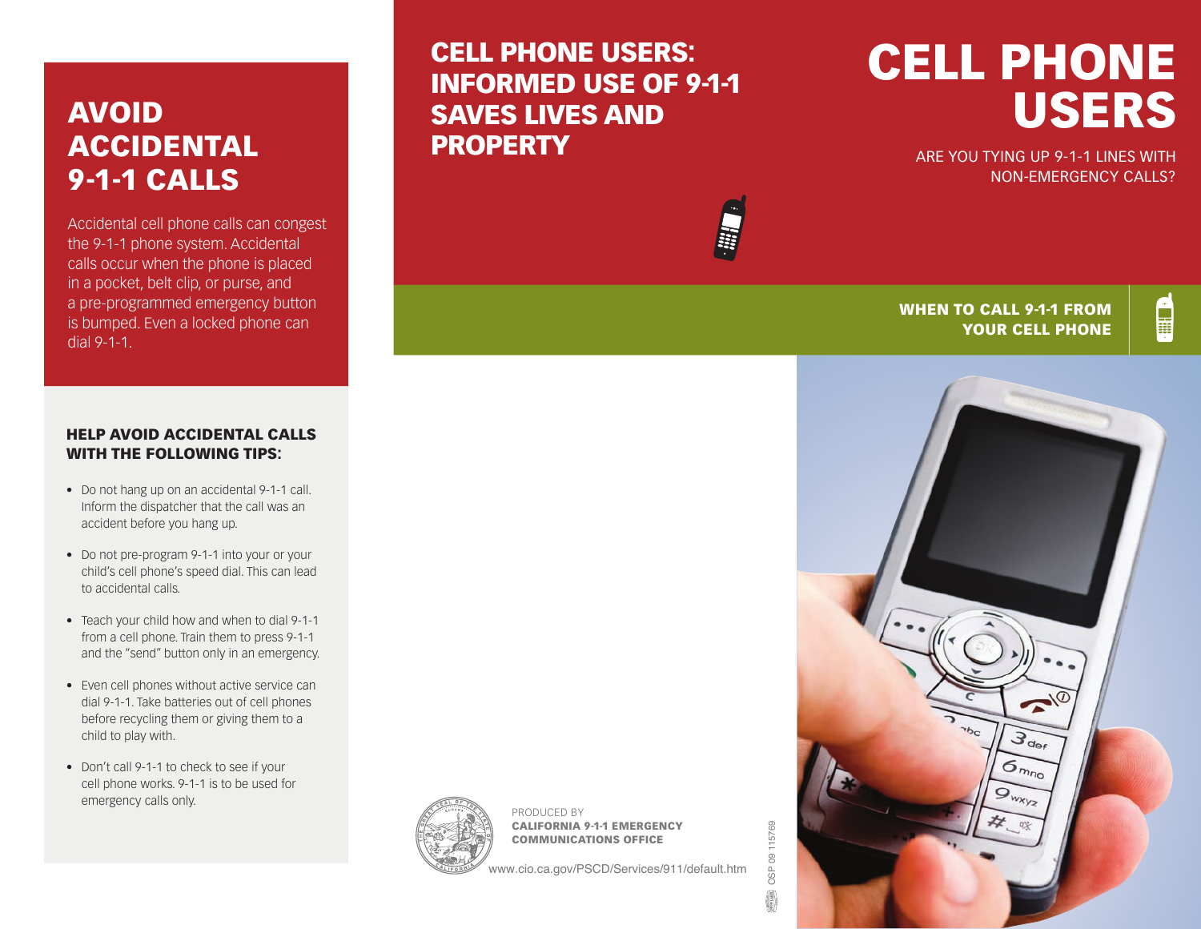# AVOID ACCIDENTAL 9-1-1 CALLS

Accidental cell phone calls can congest the 9-1-1 phone system. Accidental calls occur when the phone is placed in a pocket, belt clip, or purse, and a pre-programmed emergency button is bumped. Even a locked phone can dial 9-1-1.

### HELP AVOID ACCIDENTAL CALLS WITH THE FOLLOWING TIPS:

- Do not hang up on an accidental 9-1-1 call. Inform the dispatcher that the call was an accident before you hang up.
- Do not pre-program 9-1-1 into your or your child's cell phone's speed dial. This can lead to accidental calls.
- Teach your child how and when to dial 9-1-1 from a cell phone. Train them to press 9-1-1 and the "send" button only in an emergency.
- Even cell phones without active service can dial 9-1-1. Take batteries out of cell phones before recycling them or giving them to a child to play with.
- Don't call 9-1-1 to check to see if your cell phone works. 9-1-1 is to be used for emergency calls only.

## CELL PHONE USERS: INFORMED USE OF 9-1-1 SAVES LIVES AND PROPERTY

PRODUCED BY
**CALIFORNIA 9-1-1 EMERGENCY COMMUNICATIONS OFFICE**

www.cio.ca.gov/PSCD/Services/911/default.htm

OSP 09 115769

# CELL PHONE USERS

ARE YOU TYING UP 9-1-1 LINES WITH NON-EMERGENCY CALLS?

**WHEN TO CALL 9-1-1 FROM YOUR CELL PHONE**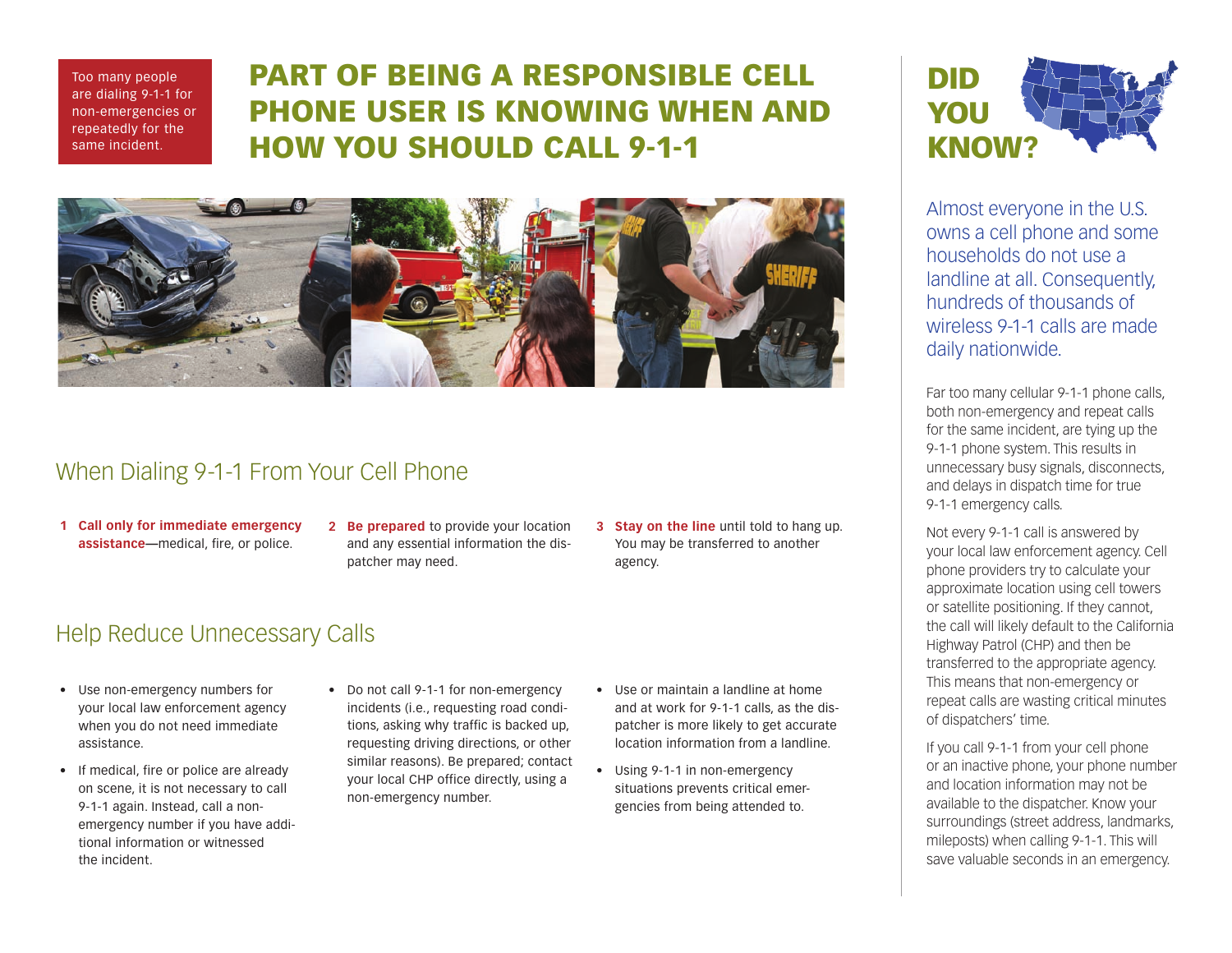Too many people are dialing 9-1-1 for non-emergencies or repeatedly for the same incident.

# PART OF BEING A RESPONSIBLE CELL PHONE USER IS KNOWING WHEN AND HOW YOU SHOULD CALL 9-1-1

## When Dialing 9-1-1 From Your Cell Phone

1. **Call only for immediate emergency assistance**—medical, fire, or police.
2. **Be prepared** to provide your location and any essential information the dispatcher may need.
3. **Stay on the line** until told to hang up. You may be transferred to another agency.

## Help Reduce Unnecessary Calls

- Use non-emergency numbers for your local law enforcement agency when you do not need immediate assistance.
- If medical, fire or police are already on scene, it is not necessary to call 9-1-1 again. Instead, call a non-emergency number if you have additional information or witnessed the incident.
- Do not call 9-1-1 for non-emergency incidents (i.e., requesting road conditions, asking why traffic is backed up, requesting driving directions, or other similar reasons). Be prepared; contact your local CHP office directly, using a non-emergency number.
- Use or maintain a landline at home and at work for 9-1-1 calls, as the dispatcher is more likely to get accurate location information from a landline.
- Using 9-1-1 in non-emergency situations prevents critical emergencies from being attended to.

## DID YOU KNOW?

Almost everyone in the U.S. owns a cell phone and some households do not use a landline at all. Consequently, hundreds of thousands of wireless 9-1-1 calls are made daily nationwide.

Far too many cellular 9-1-1 phone calls, both non-emergency and repeat calls for the same incident, are tying up the 9-1-1 phone system. This results in unnecessary busy signals, disconnects, and delays in dispatch time for true 9-1-1 emergency calls.

Not every 9-1-1 call is answered by your local law enforcement agency. Cell phone providers try to calculate your approximate location using cell towers or satellite positioning. If they cannot, the call will likely default to the California Highway Patrol (CHP) and then be transferred to the appropriate agency. This means that non-emergency or repeat calls are wasting critical minutes of dispatchers' time.

If you call 9-1-1 from your cell phone or an inactive phone, your phone number and location information may not be available to the dispatcher. Know your surroundings (street address, landmarks, mileposts) when calling 9-1-1. This will save valuable seconds in an emergency.